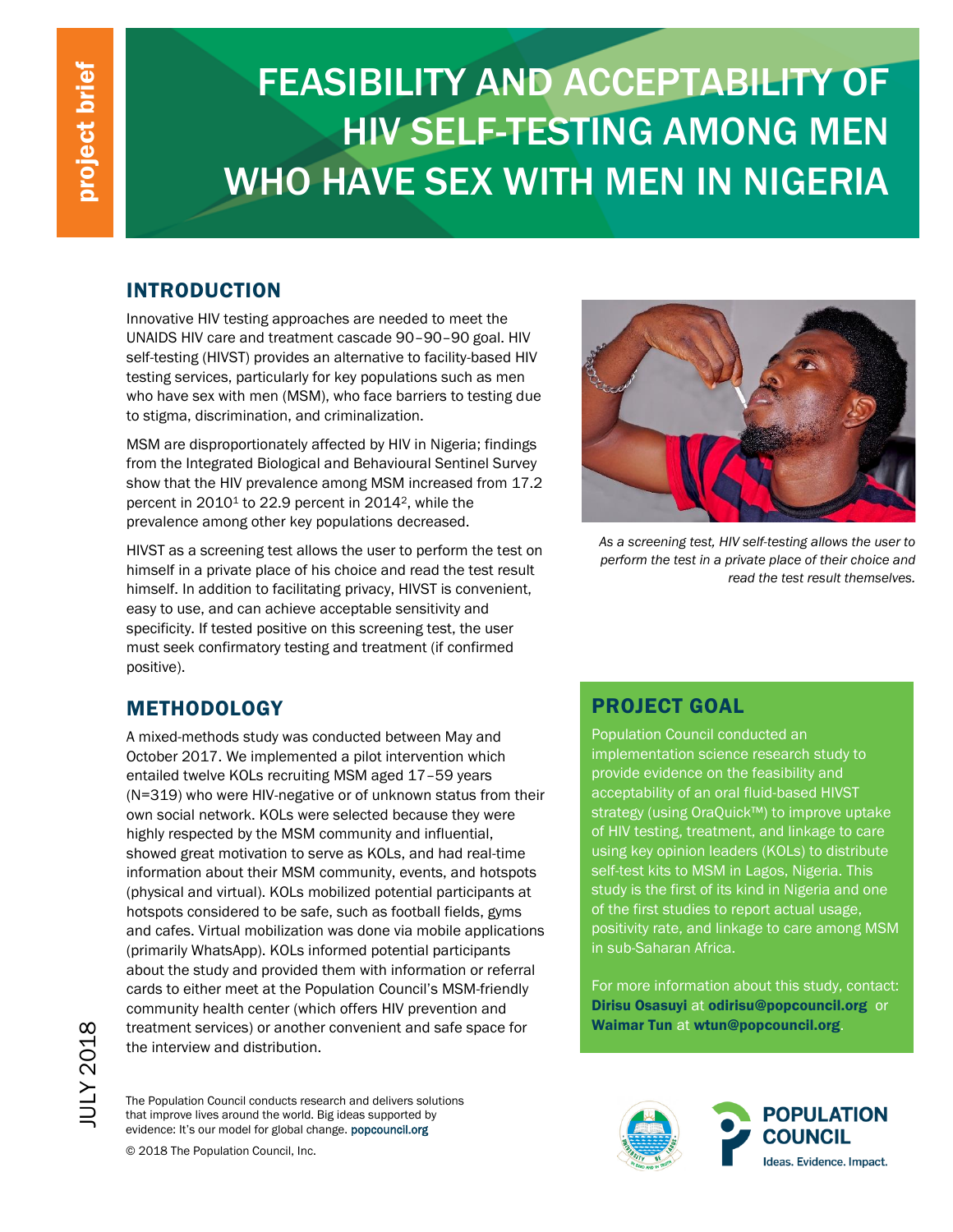project brief

# FEASIBILITY AND ACCEPTABILITY OF HIV SELF-TESTING AMONG MEN WHO HAVE SEX WITH MEN IN NIGERIA

## INTRODUCTION

Innovative HIV testing approaches are needed to meet the UNAIDS HIV care and treatment cascade 90–90–90 goal. HIV self-testing (HIVST) provides an alternative to facility-based HIV testing services, particularly for key populations such as men who have sex with men (MSM), who face barriers to testing due to stigma, discrimination, and criminalization.

MSM are disproportionately affected by HIV in Nigeria; findings from the Integrated Biological and Behavioural Sentinel Survey show that the HIV prevalence among MSM increased from 17.2 percent in 2010[1] to 22.9 percent in 2014[2], while the prevalence among other key populations decreased.

HIVST as a screening test allows the user to perform the test on himself in a private place of his choice and read the test result himself. In addition to facilitating privacy, HIVST is convenient, easy to use, and can achieve acceptable sensitivity and specificity. If tested positive on this screening test, the user must seek confirmatory testing and treatment (if confirmed positive).

*As a screening test, HIV self-testing allows the user to perform the test in a private place of their choice and read the test result themselves.*

## METHODOLOGY

A mixed-methods study was conducted between May and October 2017. We implemented a pilot intervention which entailed twelve KOLs recruiting MSM aged 17–59 years (N=319) who were HIV-negative or of unknown status from their own social network. KOLs were selected because they were highly respected by the MSM community and influential, showed great motivation to serve as KOLs, and had real-time information about their MSM community, events, and hotspots (physical and virtual). KOLs mobilized potential participants at hotspots considered to be safe, such as football fields, gyms and cafes. Virtual mobilization was done via mobile applications (primarily WhatsApp). KOLs informed potential participants about the study and provided them with information or referral cards to either meet at the Population Council's MSM-friendly community health center (which offers HIV prevention and treatment services) or another convenient and safe space for the interview and distribution.

## PROJECT GOAL

Population Council conducted an implementation science research study to provide evidence on the feasibility and acceptability of an oral fluid-based HIVST strategy (using OraQuick™) to improve uptake of HIV testing, treatment, and linkage to care using key opinion leaders (KOLs) to distribute self-test kits to MSM in Lagos, Nigeria. This study is the first of its kind in Nigeria and one of the first studies to report actual usage, positivity rate, and linkage to care among MSM in sub-Saharan Africa.

For more information about this study, contact: **Dirisu Osasuyi** at **odirisu@popcouncil.org** or **Waimar Tun** at **wtun@popcouncil.org**.

JULY 2018

The Population Council conducts research and delivers solutions that improve lives around the world. Big ideas supported by evidence: It's our model for global change. popcouncil.org

© 2018 The Population Council, Inc.

POPULATION COUNCIL
Ideas. Evidence. Impact.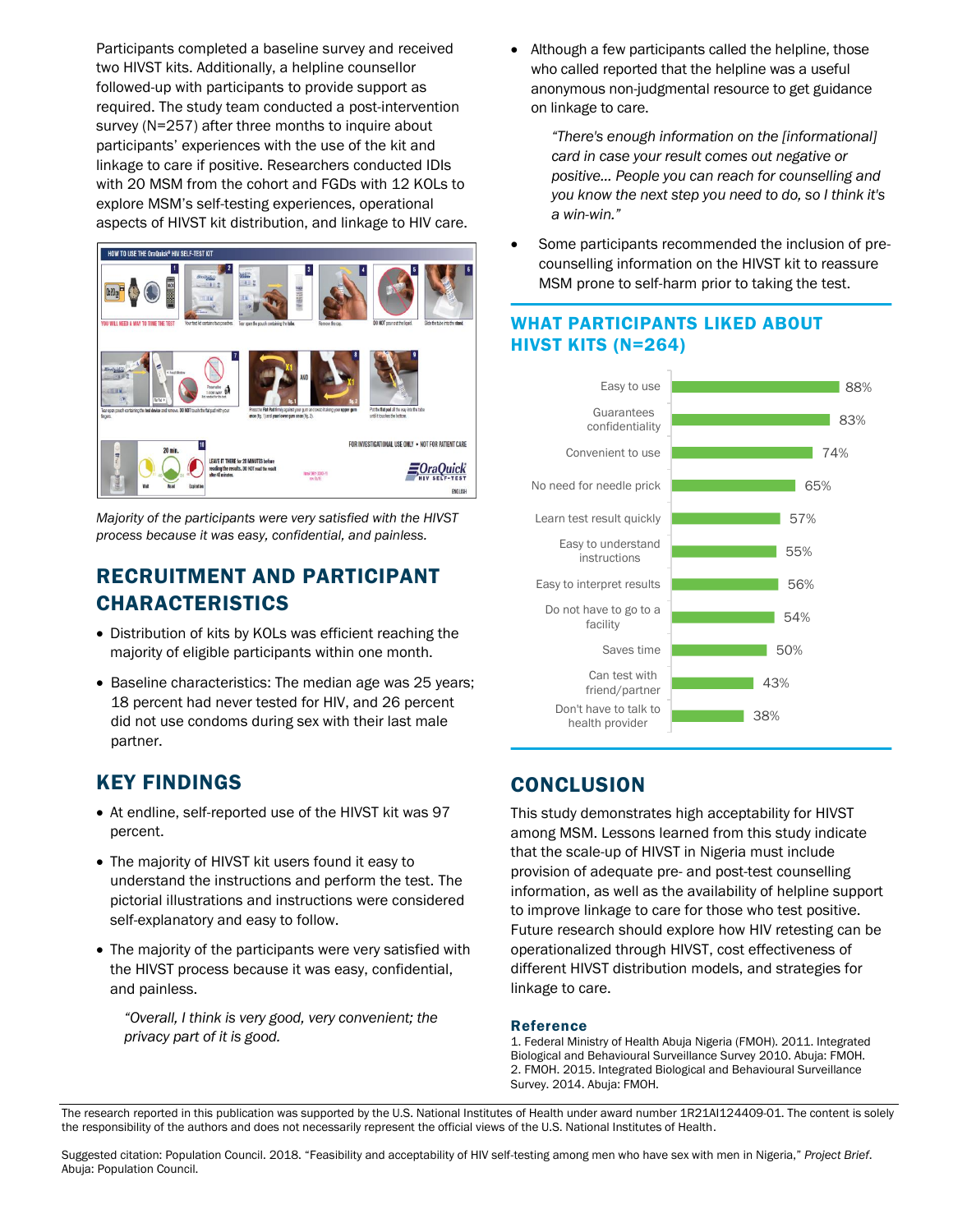Participants completed a baseline survey and received two HIVST kits. Additionally, a helpline counsellor followed-up with participants to provide support as required. The study team conducted a post-intervention survey (N=257) after three months to inquire about participants' experiences with the use of the kit and linkage to care if positive. Researchers conducted IDIs with 20 MSM from the cohort and FGDs with 12 KOLs to explore MSM's self-testing experiences, operational aspects of HIVST kit distribution, and linkage to HIV care.

*Majority of the participants were very satisfied with the HIVST process because it was easy, confidential, and painless.*

## RECRUITMENT AND PARTICIPANT CHARACTERISTICS

- Distribution of kits by KOLs was efficient reaching the majority of eligible participants within one month.
- Baseline characteristics: The median age was 25 years; 18 percent had never tested for HIV, and 26 percent did not use condoms during sex with their last male partner.

## KEY FINDINGS

- At endline, self-reported use of the HIVST kit was 97 percent.
- The majority of HIVST kit users found it easy to understand the instructions and perform the test. The pictorial illustrations and instructions were considered self-explanatory and easy to follow.
- The majority of the participants were very satisfied with the HIVST process because it was easy, confidential, and painless.

> *"Overall, I think is very good, very convenient; the privacy part of it is good.*

- Although a few participants called the helpline, those who called reported that the helpline was a useful anonymous non-judgmental resource to get guidance on linkage to care.

> *"There's enough information on the [informational] card in case your result comes out negative or positive... People you can reach for counselling and you know the next step you need to do, so I think it's a win-win."*

- Some participants recommended the inclusion of pre-counselling information on the HIVST kit to reassure MSM prone to self-harm prior to taking the test.

## WHAT PARTICIPANTS LIKED ABOUT HIVST KITS (N=264)

Easy to use 88%
Guarantees confidentiality 83%
Convenient to use 74%
No need for needle prick 65%
Learn test result quickly 57%
Easy to understand instructions 55%
Easy to interpret results 56%
Do not have to go to a facility 54%
Saves time 50%
Can test with friend/partner 43%
Don't have to talk to health provider 38%

## CONCLUSION

This study demonstrates high acceptability for HIVST among MSM. Lessons learned from this study indicate that the scale-up of HIVST in Nigeria must include provision of adequate pre- and post-test counselling information, as well as the availability of helpline support to improve linkage to care for those who test positive. Future research should explore how HIV retesting can be operationalized through HIVST, cost effectiveness of different HIVST distribution models, and strategies for linkage to care.

### Reference

1. Federal Ministry of Health Abuja Nigeria (FMOH). 2011. Integrated Biological and Behavioural Surveillance Survey 2010. Abuja: FMOH.
2. FMOH. 2015. Integrated Biological and Behavioural Surveillance Survey. 2014. Abuja: FMOH.

The research reported in this publication was supported by the U.S. National Institutes of Health under award number 1R21AI124409-01. The content is solely the responsibility of the authors and does not necessarily represent the official views of the U.S. National Institutes of Health.

Suggested citation: Population Council. 2018. "Feasibility and acceptability of HIV self-testing among men who have sex with men in Nigeria," *Project Brief*. Abuja: Population Council.